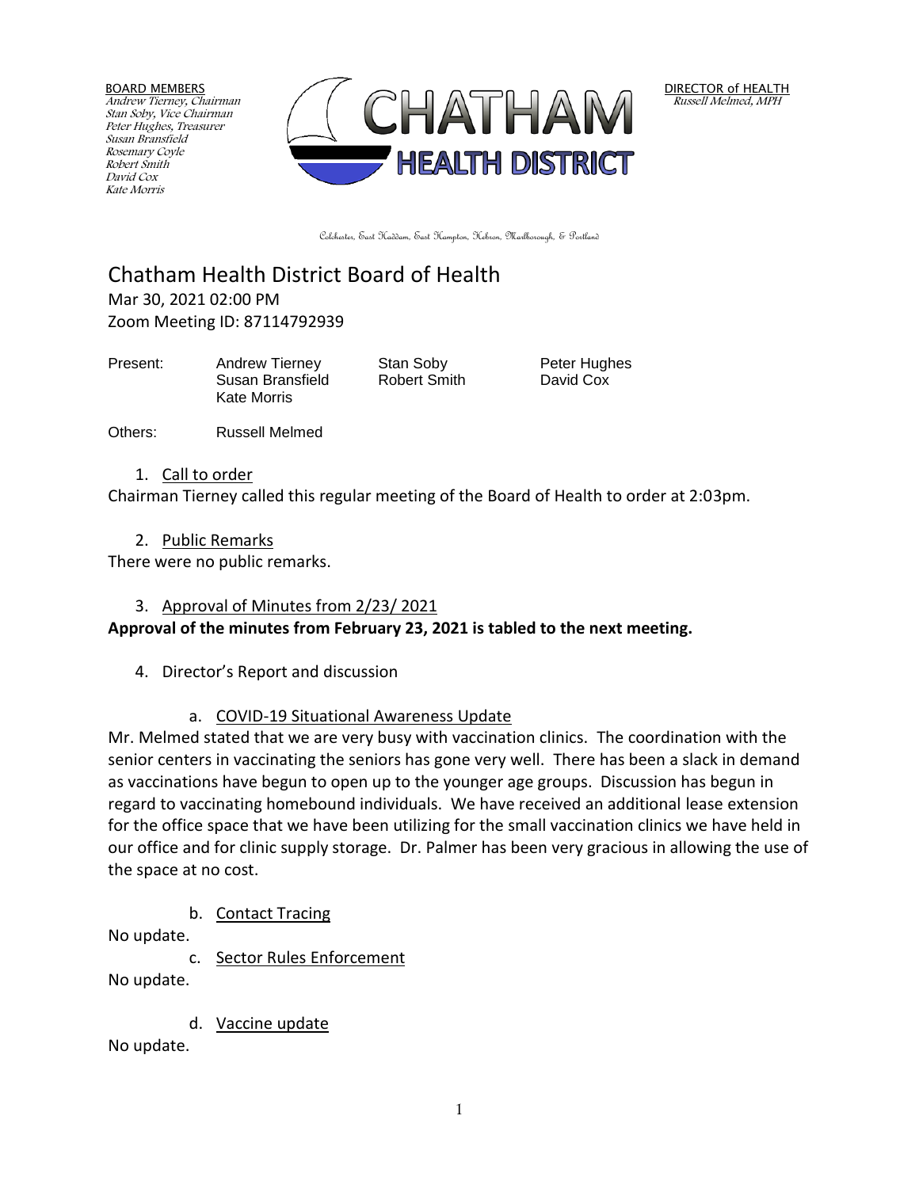BOARD MEMBERS
*Andrew Tierney, Chairman*
*Stan Soby, Vice Chairman*
*Peter Hughes, Treasurer*
*Susan Bransfield*
*Rosemary Coyle*
*Robert Smith*
*David Cox*
*Kate Morris*

CHATHAM
HEALTH DISTRICT

DIRECTOR of HEALTH
*Russell Melmed, MPH*

Colchester, East Haddam, East Hampton, Hebron, Marlborough, & Portland

# Chatham Health District Board of Health

Mar 30, 2021 02:00 PM
Zoom Meeting ID: 87114792939

| Present: | Andrew Tierney | Stan Soby | Peter Hughes |
|---|---|---|---|
| | Susan Bransfield | Robert Smith | David Cox |
| | Kate Morris | | |

Others: Russell Melmed

1. Call to order

Chairman Tierney called this regular meeting of the Board of Health to order at 2:03pm.

2. Public Remarks

There were no public remarks.

3. Approval of Minutes from 2/23/ 2021

**Approval of the minutes from February 23, 2021 is tabled to the next meeting.**

4. Director's Report and discussion

a. COVID-19 Situational Awareness Update

Mr. Melmed stated that we are very busy with vaccination clinics. The coordination with the senior centers in vaccinating the seniors has gone very well. There has been a slack in demand as vaccinations have begun to open up to the younger age groups. Discussion has begun in regard to vaccinating homebound individuals. We have received an additional lease extension for the office space that we have been utilizing for the small vaccination clinics we have held in our office and for clinic supply storage. Dr. Palmer has been very gracious in allowing the use of the space at no cost.

b. Contact Tracing

No update.

c. Sector Rules Enforcement

No update.

d. Vaccine update

No update.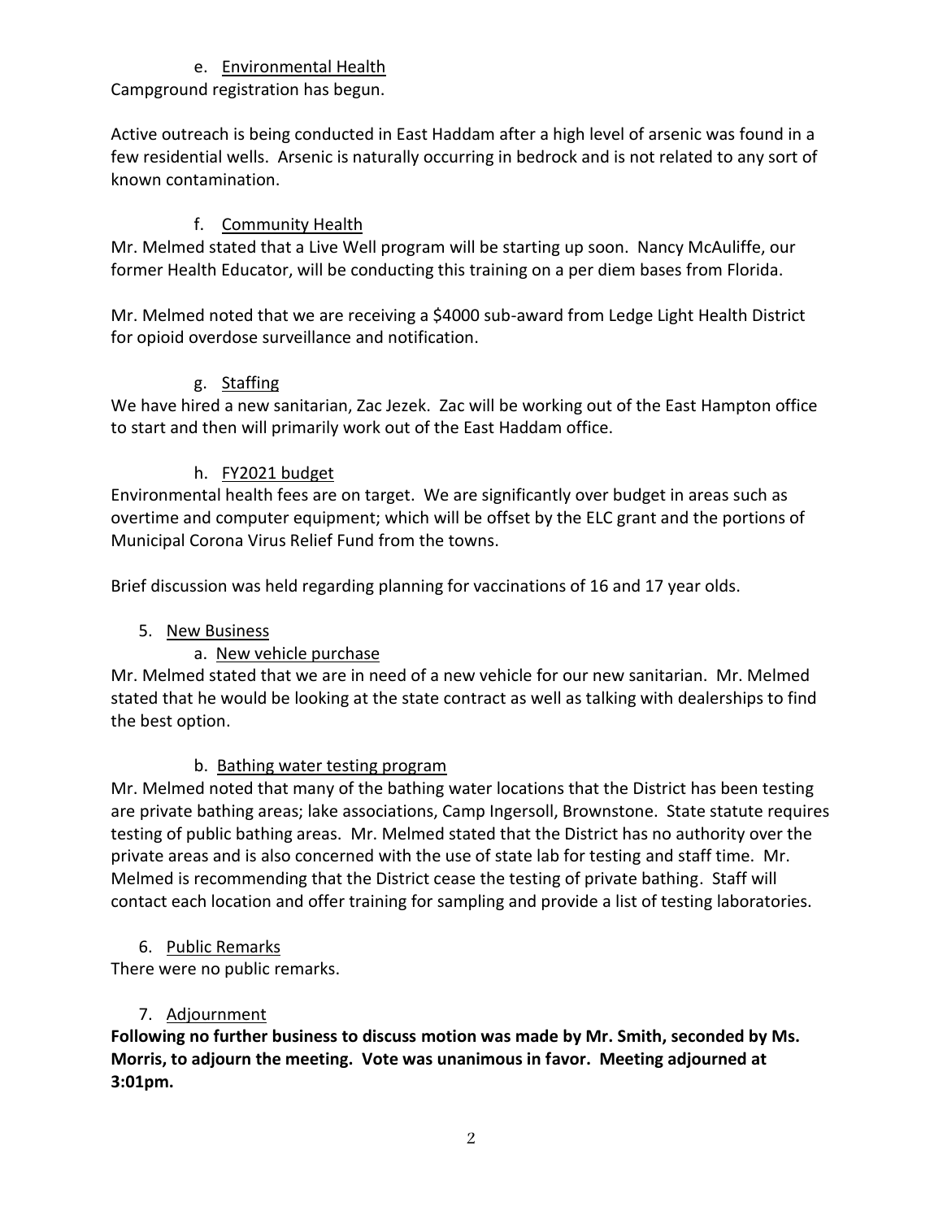e. Environmental Health

Campground registration has begun.

Active outreach is being conducted in East Haddam after a high level of arsenic was found in a few residential wells. Arsenic is naturally occurring in bedrock and is not related to any sort of known contamination.

f. Community Health

Mr. Melmed stated that a Live Well program will be starting up soon. Nancy McAuliffe, our former Health Educator, will be conducting this training on a per diem bases from Florida.

Mr. Melmed noted that we are receiving a $4000 sub-award from Ledge Light Health District for opioid overdose surveillance and notification.

g. Staffing

We have hired a new sanitarian, Zac Jezek. Zac will be working out of the East Hampton office to start and then will primarily work out of the East Haddam office.

h. FY2021 budget

Environmental health fees are on target. We are significantly over budget in areas such as overtime and computer equipment; which will be offset by the ELC grant and the portions of Municipal Corona Virus Relief Fund from the towns.

Brief discussion was held regarding planning for vaccinations of 16 and 17 year olds.

5. New Business

a. New vehicle purchase

Mr. Melmed stated that we are in need of a new vehicle for our new sanitarian. Mr. Melmed stated that he would be looking at the state contract as well as talking with dealerships to find the best option.

b. Bathing water testing program

Mr. Melmed noted that many of the bathing water locations that the District has been testing are private bathing areas; lake associations, Camp Ingersoll, Brownstone. State statute requires testing of public bathing areas. Mr. Melmed stated that the District has no authority over the private areas and is also concerned with the use of state lab for testing and staff time. Mr. Melmed is recommending that the District cease the testing of private bathing. Staff will contact each location and offer training for sampling and provide a list of testing laboratories.

6. Public Remarks

There were no public remarks.

7. Adjournment

**Following no further business to discuss motion was made by Mr. Smith, seconded by Ms. Morris, to adjourn the meeting. Vote was unanimous in favor. Meeting adjourned at 3:01pm.**